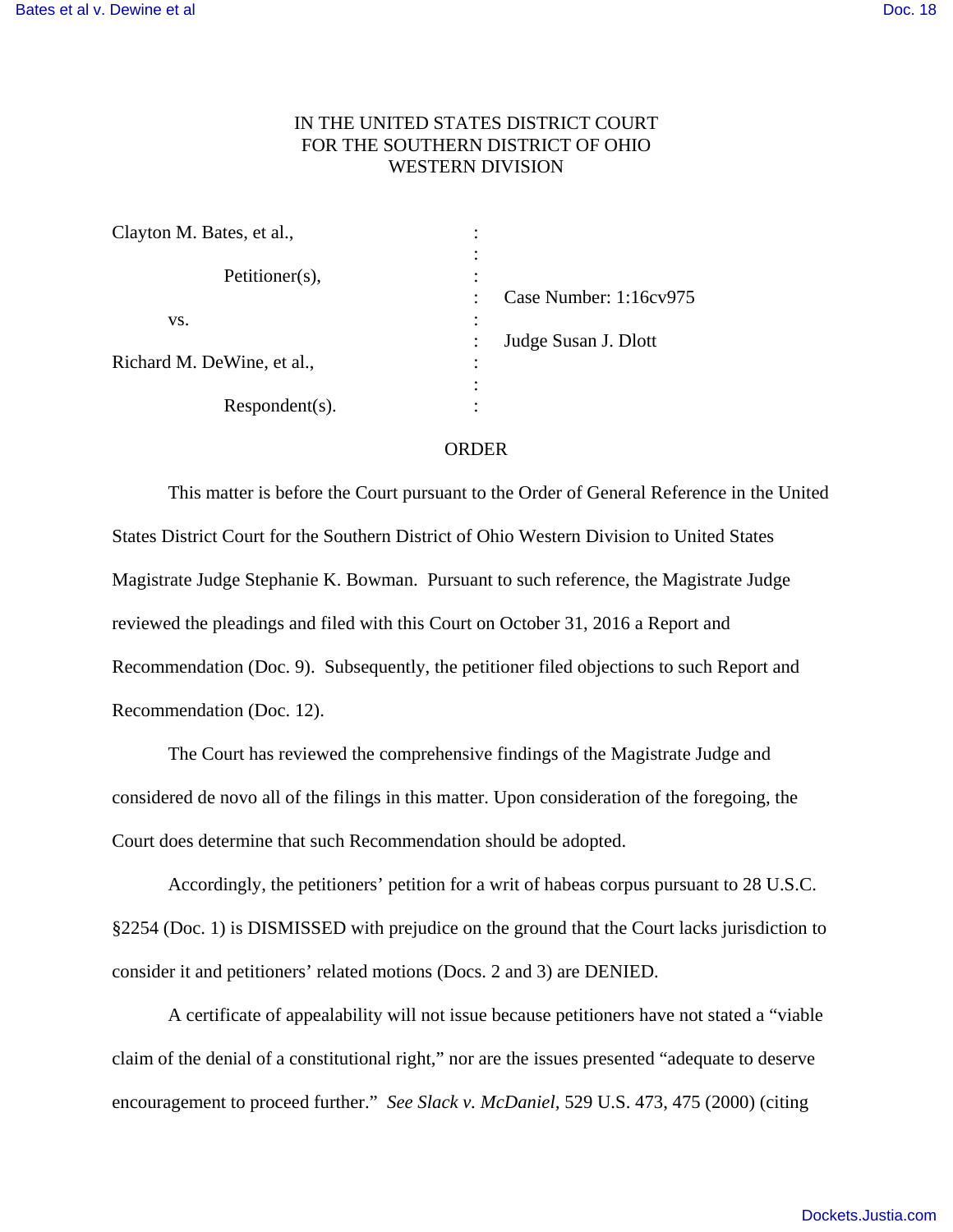IN THE UNITED STATES DISTRICT COURT
FOR THE SOUTHERN DISTRICT OF OHIO
WESTERN DIVISION

| | | |
|---|---|---|
| Clayton M. Bates, et al., | : | |
| | : | |
| Petitioner(s), | : | |
| | : | Case Number: 1:16cv975 |
| vs. | : | |
| | : | Judge Susan J. Dlott |
| Richard M. DeWine, et al., | : | |
| | : | |
| Respondent(s). | : | |

ORDER

This matter is before the Court pursuant to the Order of General Reference in the United States District Court for the Southern District of Ohio Western Division to United States Magistrate Judge Stephanie K. Bowman. Pursuant to such reference, the Magistrate Judge reviewed the pleadings and filed with this Court on October 31, 2016 a Report and Recommendation (Doc. 9). Subsequently, the petitioner filed objections to such Report and Recommendation (Doc. 12).

The Court has reviewed the comprehensive findings of the Magistrate Judge and considered de novo all of the filings in this matter. Upon consideration of the foregoing, the Court does determine that such Recommendation should be adopted.

Accordingly, the petitioners' petition for a writ of habeas corpus pursuant to 28 U.S.C. §2254 (Doc. 1) is DISMISSED with prejudice on the ground that the Court lacks jurisdiction to consider it and petitioners' related motions (Docs. 2 and 3) are DENIED.

A certificate of appealability will not issue because petitioners have not stated a "viable claim of the denial of a constitutional right," nor are the issues presented "adequate to deserve encouragement to proceed further." *See Slack v. McDaniel,* 529 U.S. 473, 475 (2000) (citing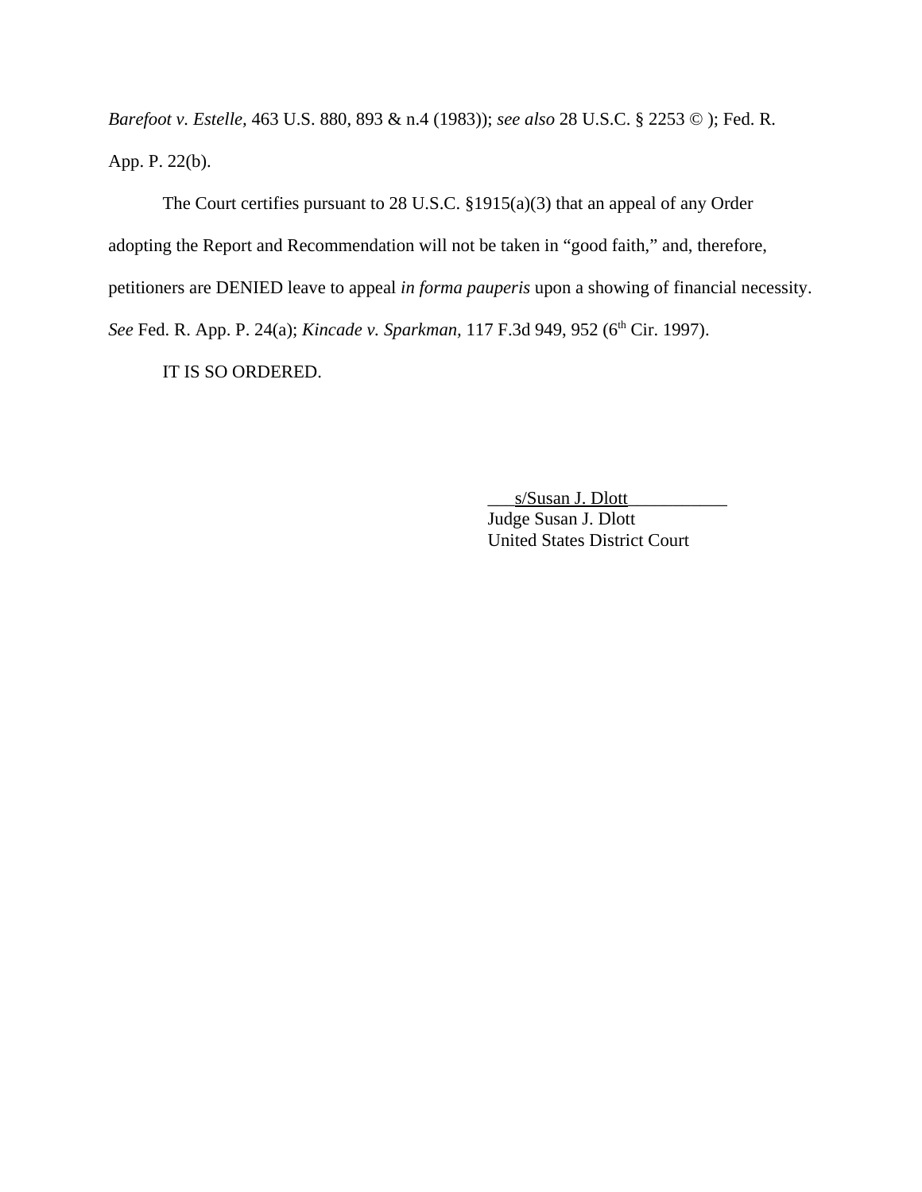*Barefoot v. Estelle,* 463 U.S. 880, 893 & n.4 (1983)); *see also* 28 U.S.C. § 2253 © ); Fed. R. App. P. 22(b).

The Court certifies pursuant to 28 U.S.C. §1915(a)(3) that an appeal of any Order adopting the Report and Recommendation will not be taken in "good faith," and, therefore, petitioners are DENIED leave to appeal *in forma pauperis* upon a showing of financial necessity. *See* Fed. R. App. P. 24(a); *Kincade v. Sparkman,* 117 F.3d 949, 952 (6th Cir. 1997).

IT IS SO ORDERED.

s/Susan J. Dlott
Judge Susan J. Dlott
United States District Court